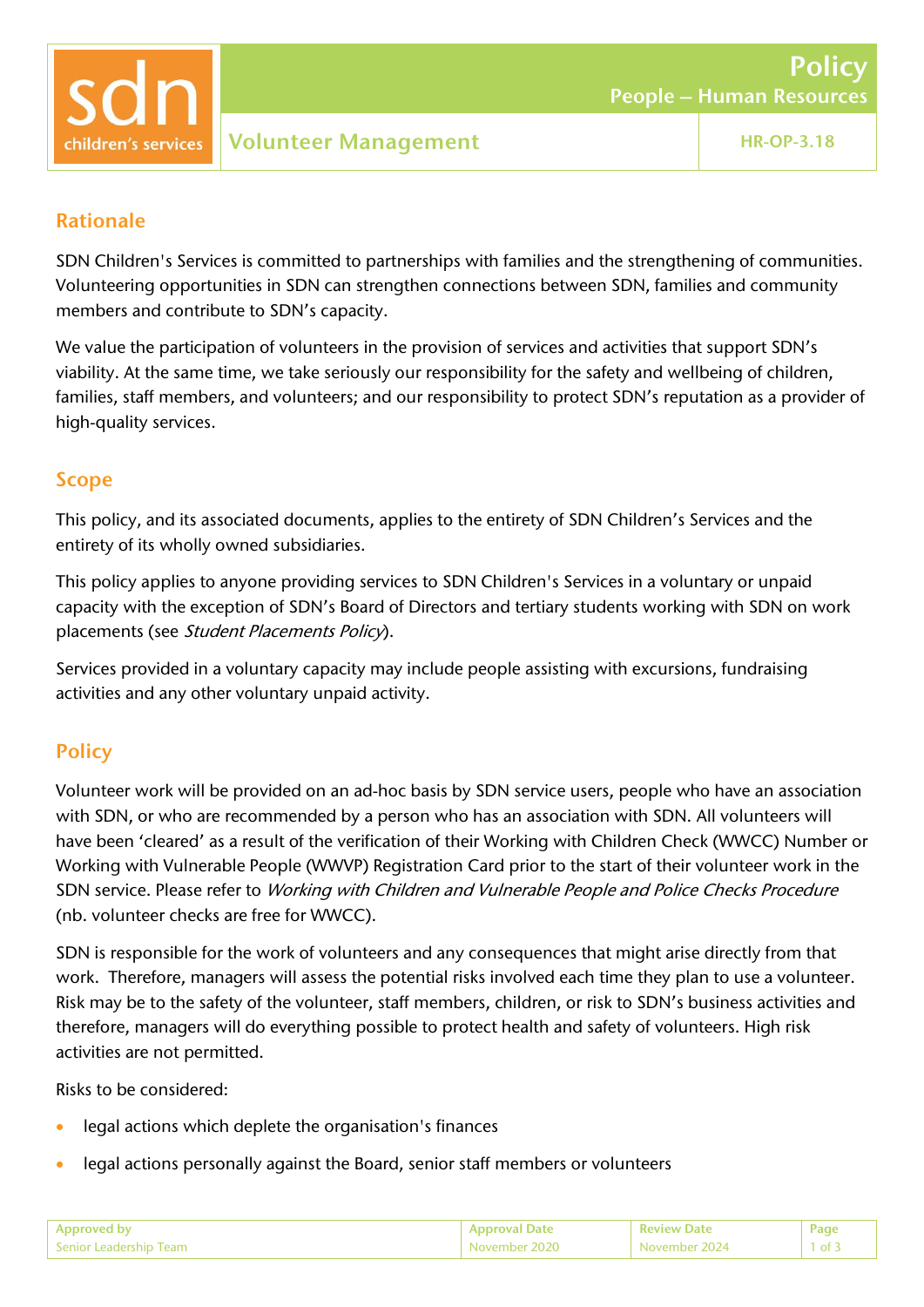# Policy

## People – Human Resources

## Volunteer Management

HR-OP-3.18

## Rationale

SDN Children's Services is committed to partnerships with families and the strengthening of communities. Volunteering opportunities in SDN can strengthen connections between SDN, families and community members and contribute to SDN's capacity.

We value the participation of volunteers in the provision of services and activities that support SDN's viability. At the same time, we take seriously our responsibility for the safety and wellbeing of children, families, staff members, and volunteers; and our responsibility to protect SDN's reputation as a provider of high-quality services.

## Scope

This policy, and its associated documents, applies to the entirety of SDN Children's Services and the entirety of its wholly owned subsidiaries.

This policy applies to anyone providing services to SDN Children's Services in a voluntary or unpaid capacity with the exception of SDN's Board of Directors and tertiary students working with SDN on work placements (see *Student Placements Policy*).

Services provided in a voluntary capacity may include people assisting with excursions, fundraising activities and any other voluntary unpaid activity.

## Policy

Volunteer work will be provided on an ad-hoc basis by SDN service users, people who have an association with SDN, or who are recommended by a person who has an association with SDN. All volunteers will have been 'cleared' as a result of the verification of their Working with Children Check (WWCC) Number or Working with Vulnerable People (WWVP) Registration Card prior to the start of their volunteer work in the SDN service. Please refer to *Working with Children and Vulnerable People and Police Checks Procedure* (nb. volunteer checks are free for WWCC).

SDN is responsible for the work of volunteers and any consequences that might arise directly from that work. Therefore, managers will assess the potential risks involved each time they plan to use a volunteer. Risk may be to the safety of the volunteer, staff members, children, or risk to SDN's business activities and therefore, managers will do everything possible to protect health and safety of volunteers. High risk activities are not permitted.

Risks to be considered:

- legal actions which deplete the organisation's finances
- legal actions personally against the Board, senior staff members or volunteers

| Approved by | Approval Date | Review Date |
| --- | --- | --- |
| Senior Leadership Team | November 2020 | November 2024 |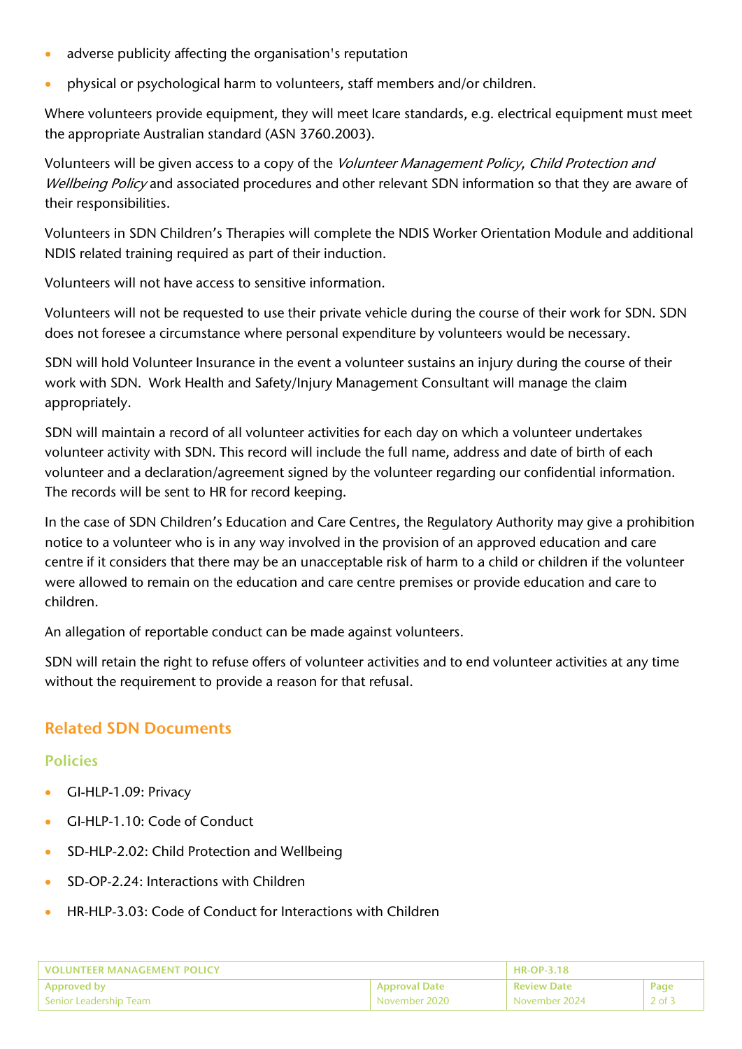- adverse publicity affecting the organisation's reputation
- physical or psychological harm to volunteers, staff members and/or children.

Where volunteers provide equipment, they will meet Icare standards, e.g. electrical equipment must meet the appropriate Australian standard (ASN 3760.2003).

Volunteers will be given access to a copy of the *Volunteer Management Policy*, *Child Protection and Wellbeing Policy* and associated procedures and other relevant SDN information so that they are aware of their responsibilities.

Volunteers in SDN Children's Therapies will complete the NDIS Worker Orientation Module and additional NDIS related training required as part of their induction.

Volunteers will not have access to sensitive information.

Volunteers will not be requested to use their private vehicle during the course of their work for SDN. SDN does not foresee a circumstance where personal expenditure by volunteers would be necessary.

SDN will hold Volunteer Insurance in the event a volunteer sustains an injury during the course of their work with SDN. Work Health and Safety/Injury Management Consultant will manage the claim appropriately.

SDN will maintain a record of all volunteer activities for each day on which a volunteer undertakes volunteer activity with SDN. This record will include the full name, address and date of birth of each volunteer and a declaration/agreement signed by the volunteer regarding our confidential information. The records will be sent to HR for record keeping.

In the case of SDN Children's Education and Care Centres, the Regulatory Authority may give a prohibition notice to a volunteer who is in any way involved in the provision of an approved education and care centre if it considers that there may be an unacceptable risk of harm to a child or children if the volunteer were allowed to remain on the education and care centre premises or provide education and care to children.

An allegation of reportable conduct can be made against volunteers.

SDN will retain the right to refuse offers of volunteer activities and to end volunteer activities at any time without the requirement to provide a reason for that refusal.

## Related SDN Documents

### Policies

- GI-HLP-1.09: Privacy
- GI-HLP-1.10: Code of Conduct
- SD-HLP-2.02: Child Protection and Wellbeing
- SD-OP-2.24: Interactions with Children
- HR-HLP-3.03: Code of Conduct for Interactions with Children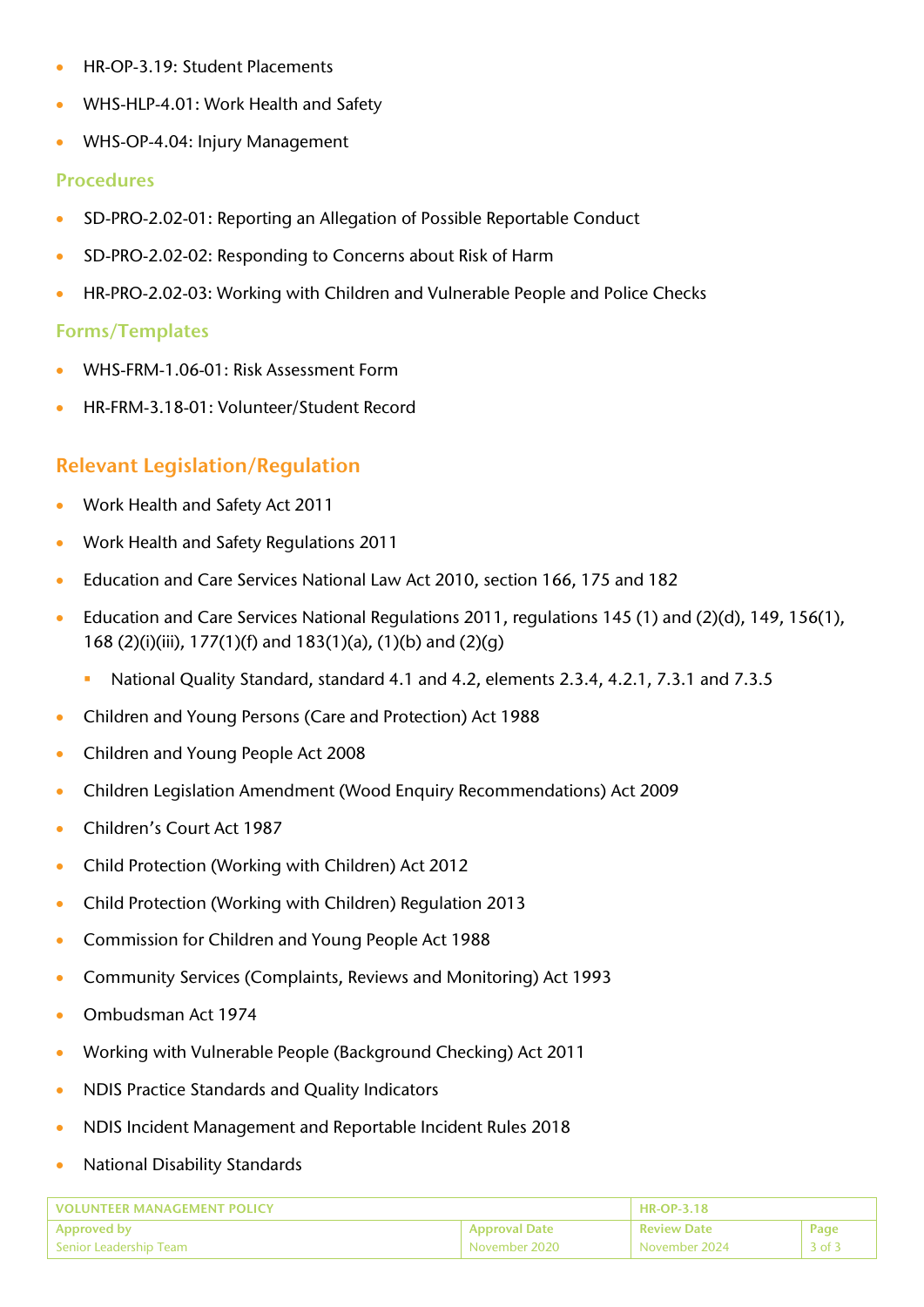- HR-OP-3.19: Student Placements
- WHS-HLP-4.01: Work Health and Safety
- WHS-OP-4.04: Injury Management

### Procedures

- SD-PRO-2.02-01: Reporting an Allegation of Possible Reportable Conduct
- SD-PRO-2.02-02: Responding to Concerns about Risk of Harm
- HR-PRO-2.02-03: Working with Children and Vulnerable People and Police Checks

### Forms/Templates

- WHS-FRM-1.06-01: Risk Assessment Form
- HR-FRM-3.18-01: Volunteer/Student Record

## Relevant Legislation/Regulation

- Work Health and Safety Act 2011
- Work Health and Safety Regulations 2011
- Education and Care Services National Law Act 2010, section 166, 175 and 182
- Education and Care Services National Regulations 2011, regulations 145 (1) and (2)(d), 149, 156(1), 168 (2)(i)(iii), 177(1)(f) and 183(1)(a), (1)(b) and (2)(g)
  - National Quality Standard, standard 4.1 and 4.2, elements 2.3.4, 4.2.1, 7.3.1 and 7.3.5
- Children and Young Persons (Care and Protection) Act 1988
- Children and Young People Act 2008
- Children Legislation Amendment (Wood Enquiry Recommendations) Act 2009
- Children's Court Act 1987
- Child Protection (Working with Children) Act 2012
- Child Protection (Working with Children) Regulation 2013
- Commission for Children and Young People Act 1988
- Community Services (Complaints, Reviews and Monitoring) Act 1993
- Ombudsman Act 1974
- Working with Vulnerable People (Background Checking) Act 2011
- NDIS Practice Standards and Quality Indicators
- NDIS Incident Management and Reportable Incident Rules 2018
- National Disability Standards

| VOLUNTEER MANAGEMENT POLICY | | HR-OP-3.18 | |
|---|---|---|---|
| Approved by<br>Senior Leadership Team | Approval Date<br>November 2020 | Review Date<br>November 2024 | Page<br>3 of 3 |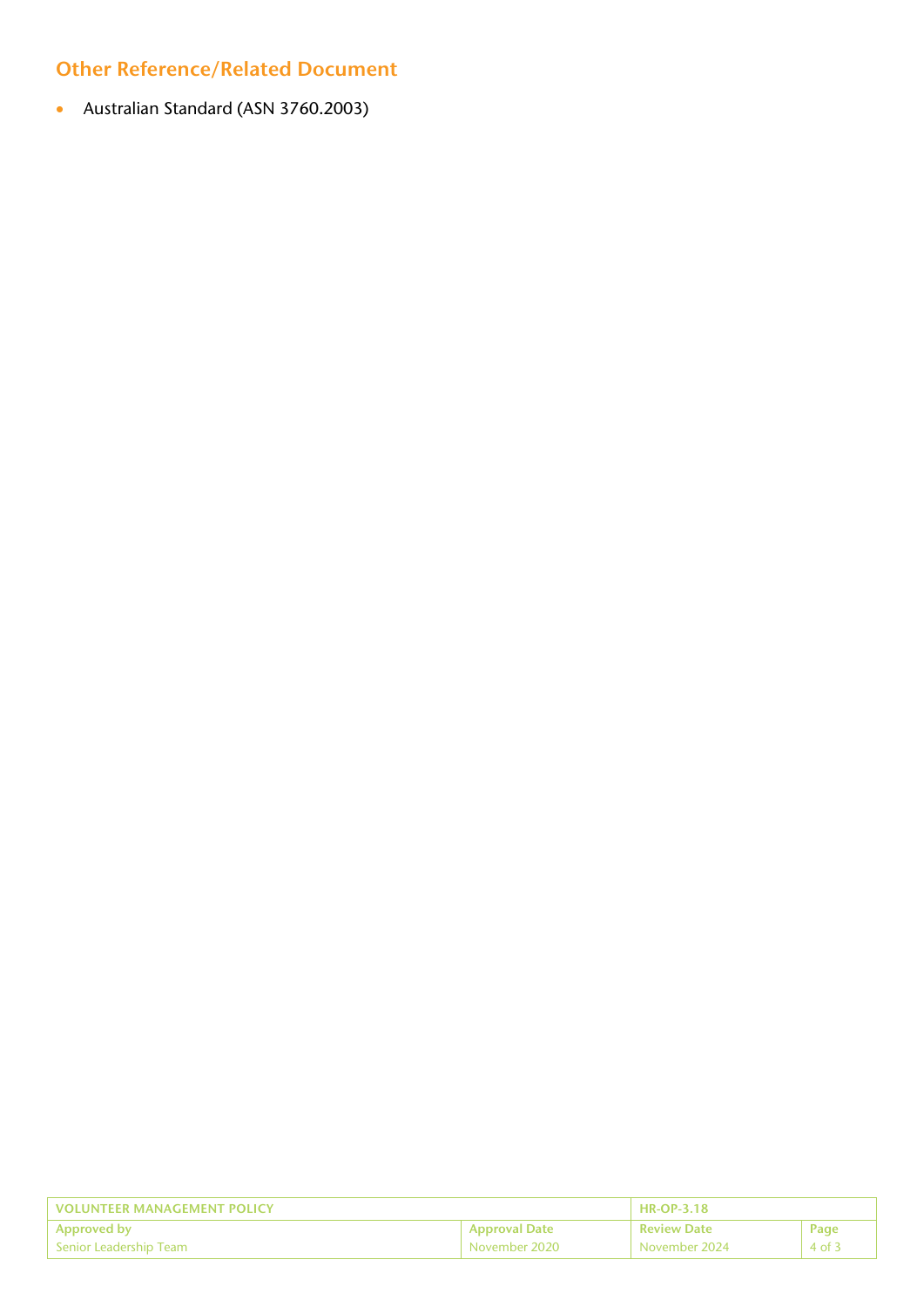## Other Reference/Related Document

- Australian Standard (ASN 3760.2003)